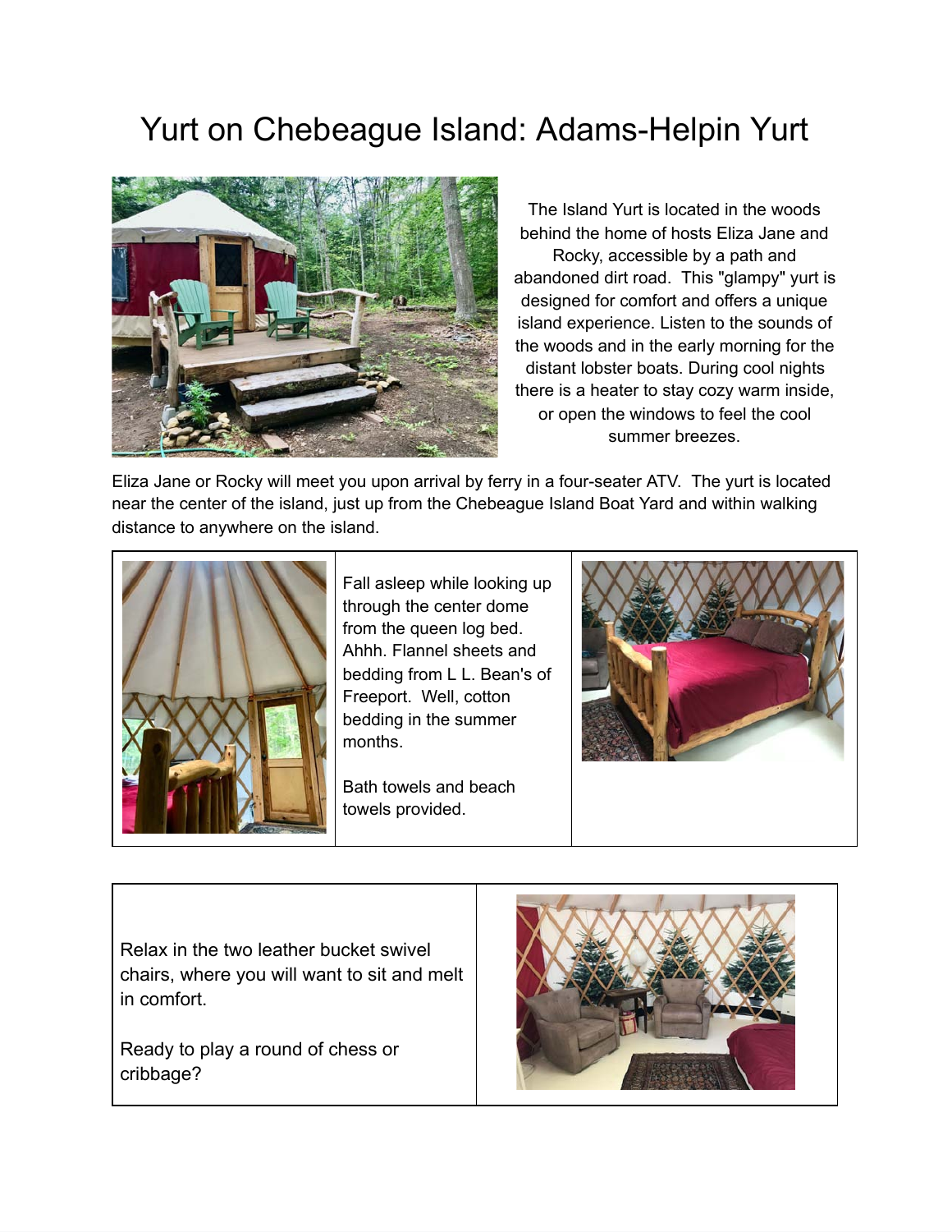# Yurt on Chebeague Island: Adams-Helpin Yurt

The Island Yurt is located in the woods behind the home of hosts Eliza Jane and Rocky, accessible by a path and abandoned dirt road. This "glampy" yurt is designed for comfort and offers a unique island experience. Listen to the sounds of the woods and in the early morning for the distant lobster boats. During cool nights there is a heater to stay cozy warm inside, or open the windows to feel the cool summer breezes.

Eliza Jane or Rocky will meet you upon arrival by ferry in a four-seater ATV. The yurt is located near the center of the island, just up from the Chebeague Island Boat Yard and within walking distance to anywhere on the island.

Fall asleep while looking up through the center dome from the queen log bed. Ahhh. Flannel sheets and bedding from L L. Bean's of Freeport. Well, cotton bedding in the summer months.

Bath towels and beach towels provided.

Relax in the two leather bucket swivel chairs, where you will want to sit and melt in comfort.

Ready to play a round of chess or cribbage?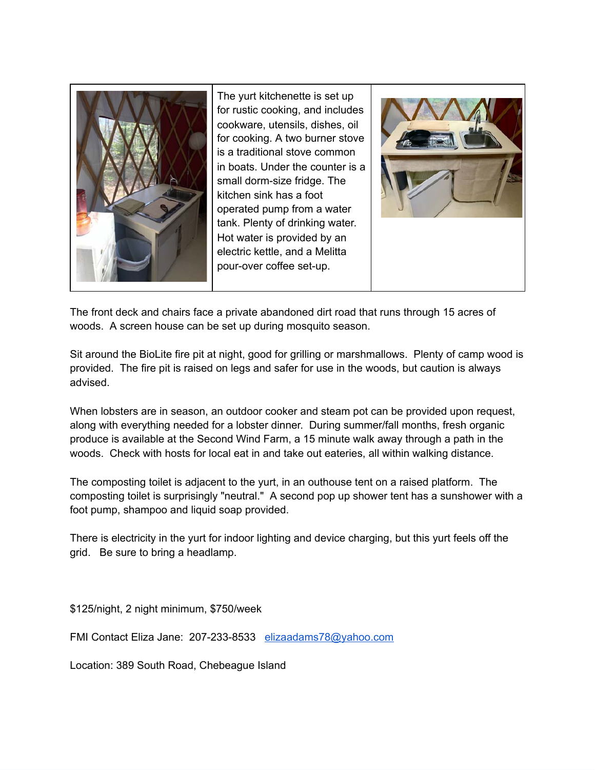The yurt kitchenette is set up for rustic cooking, and includes cookware, utensils, dishes, oil for cooking. A two burner stove is a traditional stove common in boats. Under the counter is a small dorm-size fridge. The kitchen sink has a foot operated pump from a water tank. Plenty of drinking water. Hot water is provided by an electric kettle, and a Melitta pour-over coffee set-up.

The front deck and chairs face a private abandoned dirt road that runs through 15 acres of woods. A screen house can be set up during mosquito season.

Sit around the BioLite fire pit at night, good for grilling or marshmallows. Plenty of camp wood is provided. The fire pit is raised on legs and safer for use in the woods, but caution is always advised.

When lobsters are in season, an outdoor cooker and steam pot can be provided upon request, along with everything needed for a lobster dinner. During summer/fall months, fresh organic produce is available at the Second Wind Farm, a 15 minute walk away through a path in the woods. Check with hosts for local eat in and take out eateries, all within walking distance.

The composting toilet is adjacent to the yurt, in an outhouse tent on a raised platform. The composting toilet is surprisingly "neutral." A second pop up shower tent has a sunshower with a foot pump, shampoo and liquid soap provided.

There is electricity in the yurt for indoor lighting and device charging, but this yurt feels off the grid. Be sure to bring a headlamp.

$125/night, 2 night minimum, $750/week

FMI Contact Eliza Jane: 207-233-8533 [elizaadams78@yahoo.com](mailto:elizaadams78@yahoo.com)

Location: 389 South Road, Chebeague Island